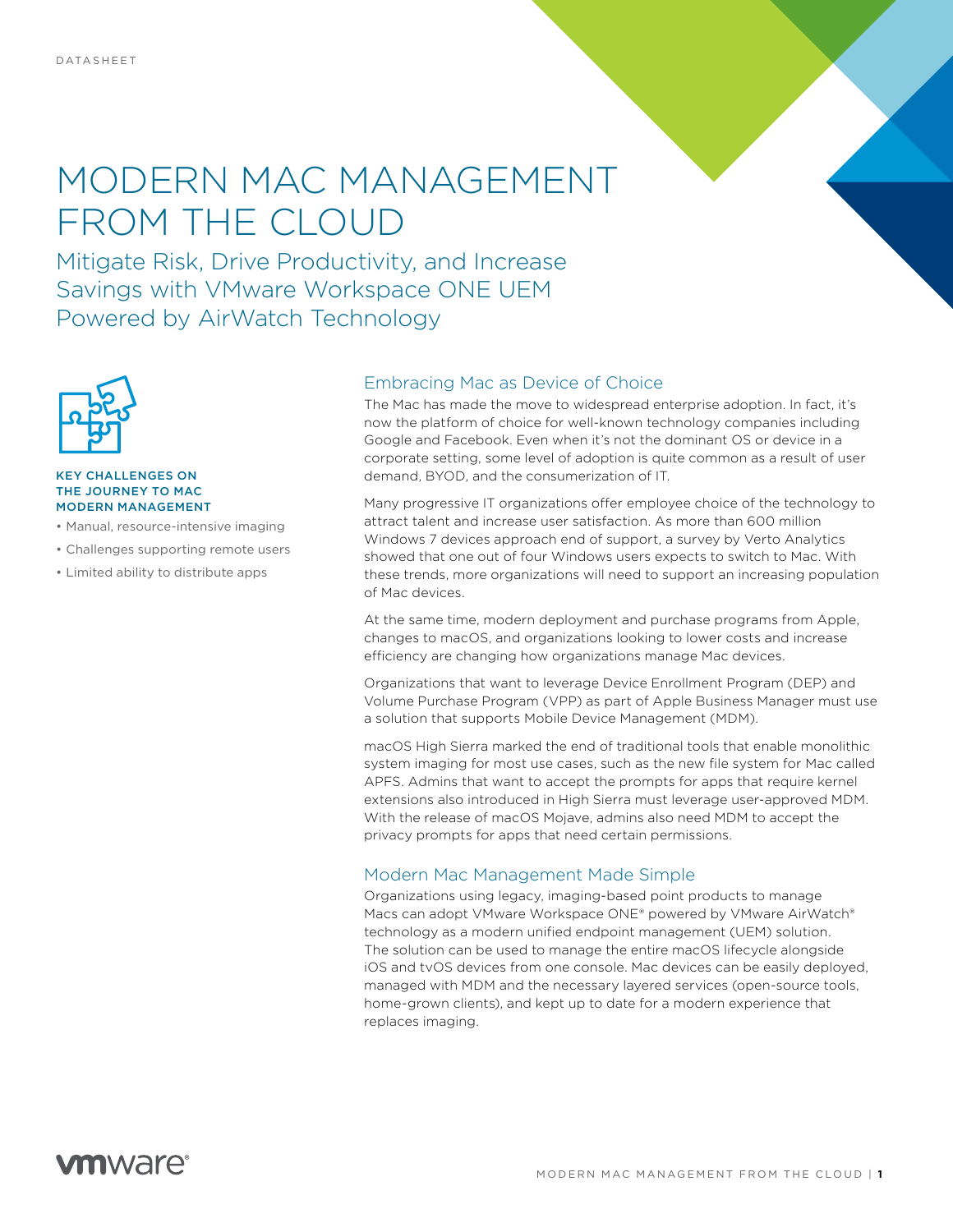DATASHEET

# MODERN MAC MANAGEMENT FROM THE CLOUD

## Mitigate Risk, Drive Productivity, and Increase Savings with VMware Workspace ONE UEM Powered by AirWatch Technology

**KEY CHALLENGES ON THE JOURNEY TO MAC MODERN MANAGEMENT**

- Manual, resource-intensive imaging
- Challenges supporting remote users
- Limited ability to distribute apps

### Embracing Mac as Device of Choice

The Mac has made the move to widespread enterprise adoption. In fact, it's now the platform of choice for well-known technology companies including Google and Facebook. Even when it's not the dominant OS or device in a corporate setting, some level of adoption is quite common as a result of user demand, BYOD, and the consumerization of IT.

Many progressive IT organizations offer employee choice of the technology to attract talent and increase user satisfaction. As more than 600 million Windows 7 devices approach end of support, a survey by Verto Analytics showed that one out of four Windows users expects to switch to Mac. With these trends, more organizations will need to support an increasing population of Mac devices.

At the same time, modern deployment and purchase programs from Apple, changes to macOS, and organizations looking to lower costs and increase efficiency are changing how organizations manage Mac devices.

Organizations that want to leverage Device Enrollment Program (DEP) and Volume Purchase Program (VPP) as part of Apple Business Manager must use a solution that supports Mobile Device Management (MDM).

macOS High Sierra marked the end of traditional tools that enable monolithic system imaging for most use cases, such as the new file system for Mac called APFS. Admins that want to accept the prompts for apps that require kernel extensions also introduced in High Sierra must leverage user-approved MDM. With the release of macOS Mojave, admins also need MDM to accept the privacy prompts for apps that need certain permissions.

### Modern Mac Management Made Simple

Organizations using legacy, imaging-based point products to manage Macs can adopt VMware Workspace ONE® powered by VMware AirWatch® technology as a modern unified endpoint management (UEM) solution. The solution can be used to manage the entire macOS lifecycle alongside iOS and tvOS devices from one console. Mac devices can be easily deployed, managed with MDM and the necessary layered services (open-source tools, home-grown clients), and kept up to date for a modern experience that replaces imaging.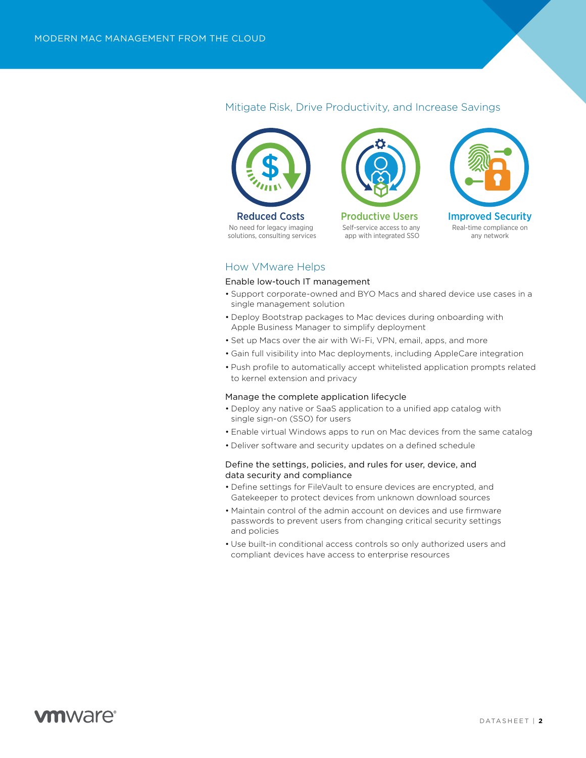## Mitigate Risk, Drive Productivity, and Increase Savings

**Reduced Costs**
No need for legacy imaging solutions, consulting services

**Productive Users**
Self-service access to any app with integrated SSO

**Improved Security**
Real-time compliance on any network

## How VMware Helps

### Enable low-touch IT management

- Support corporate-owned and BYO Macs and shared device use cases in a single management solution
- Deploy Bootstrap packages to Mac devices during onboarding with Apple Business Manager to simplify deployment
- Set up Macs over the air with Wi-Fi, VPN, email, apps, and more
- Gain full visibility into Mac deployments, including AppleCare integration
- Push profile to automatically accept whitelisted application prompts related to kernel extension and privacy

### Manage the complete application lifecycle

- Deploy any native or SaaS application to a unified app catalog with single sign-on (SSO) for users
- Enable virtual Windows apps to run on Mac devices from the same catalog
- Deliver software and security updates on a defined schedule

### Define the settings, policies, and rules for user, device, and data security and compliance

- Define settings for FileVault to ensure devices are encrypted, and Gatekeeper to protect devices from unknown download sources
- Maintain control of the admin account on devices and use firmware passwords to prevent users from changing critical security settings and policies
- Use built-in conditional access controls so only authorized users and compliant devices have access to enterprise resources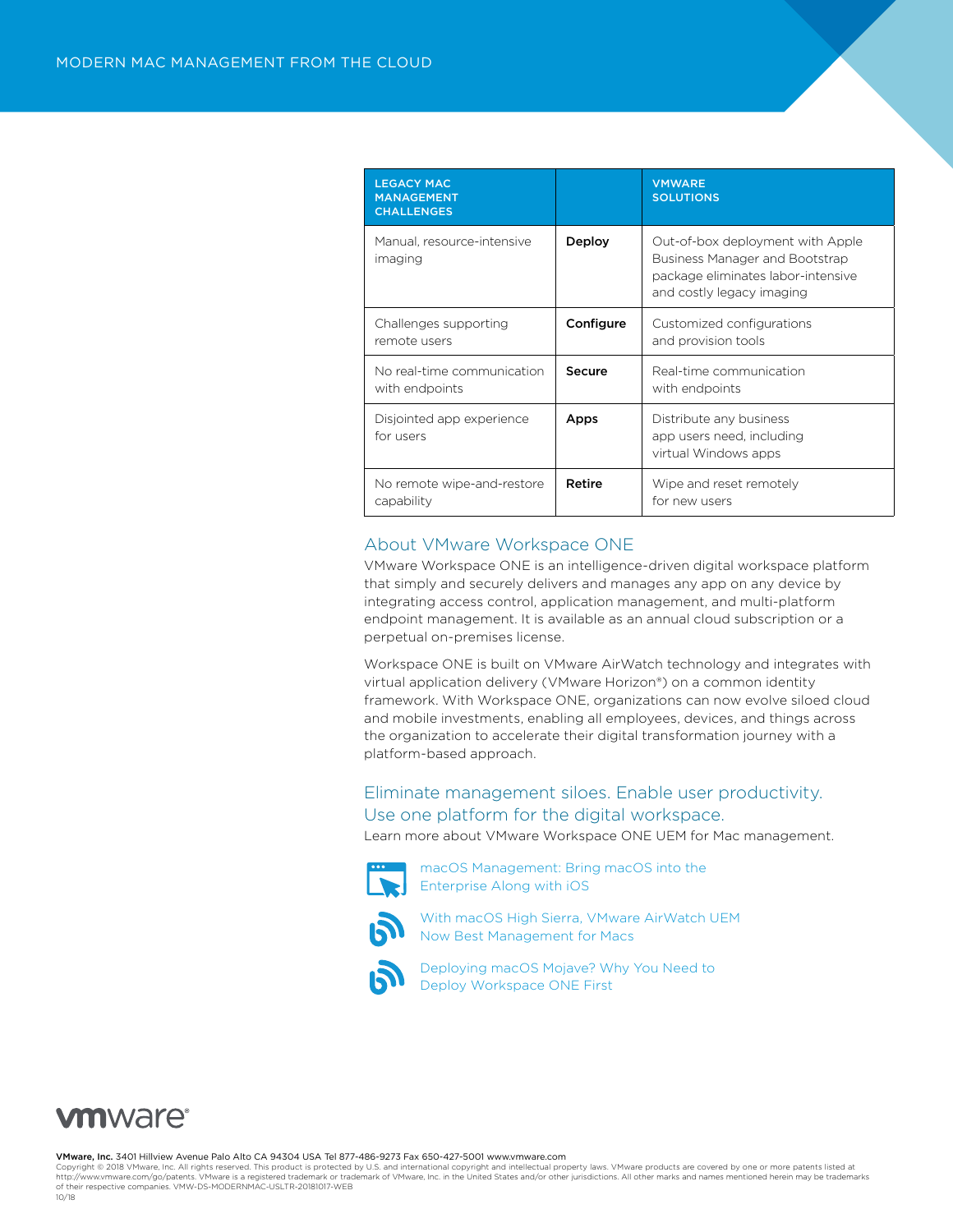| LEGACY MAC MANAGEMENT CHALLENGES | | VMWARE SOLUTIONS |
|---|---|---|
| Manual, resource-intensive imaging | **Deploy** | Out-of-box deployment with Apple Business Manager and Bootstrap package eliminates labor-intensive and costly legacy imaging |
| Challenges supporting remote users | **Configure** | Customized configurations and provision tools |
| No real-time communication with endpoints | **Secure** | Real-time communication with endpoints |
| Disjointed app experience for users | **Apps** | Distribute any business app users need, including virtual Windows apps |
| No remote wipe-and-restore capability | **Retire** | Wipe and reset remotely for new users |

## About VMware Workspace ONE

VMware Workspace ONE is an intelligence-driven digital workspace platform that simply and securely delivers and manages any app on any device by integrating access control, application management, and multi-platform endpoint management. It is available as an annual cloud subscription or a perpetual on-premises license.

Workspace ONE is built on VMware AirWatch technology and integrates with virtual application delivery (VMware Horizon®) on a common identity framework. With Workspace ONE, organizations can now evolve siloed cloud and mobile investments, enabling all employees, devices, and things across the organization to accelerate their digital transformation journey with a platform-based approach.

## Eliminate management siloes. Enable user productivity. Use one platform for the digital workspace.

Learn more about VMware Workspace ONE UEM for Mac management.

- macOS Management: Bring macOS into the Enterprise Along with iOS
- With macOS High Sierra, VMware AirWatch UEM Now Best Management for Macs
- Deploying macOS Mojave? Why You Need to Deploy Workspace ONE First

vmware®

**VMware, Inc.** 3401 Hillview Avenue Palo Alto CA 94304 USA Tel 877-486-9273 Fax 650-427-5001 www.vmware.com
Copyright © 2018 VMware, Inc. All rights reserved. This product is protected by U.S. and international copyright and intellectual property laws. VMware products are covered by one or more patents listed at http://www.vmware.com/go/patents. VMware is a registered trademark or trademark of VMware, Inc. in the United States and/or other jurisdictions. All other marks and names mentioned herein may be trademarks of their respective companies. VMW-DS-MODERNMAC-USLTR-20181017-WEB
10/18